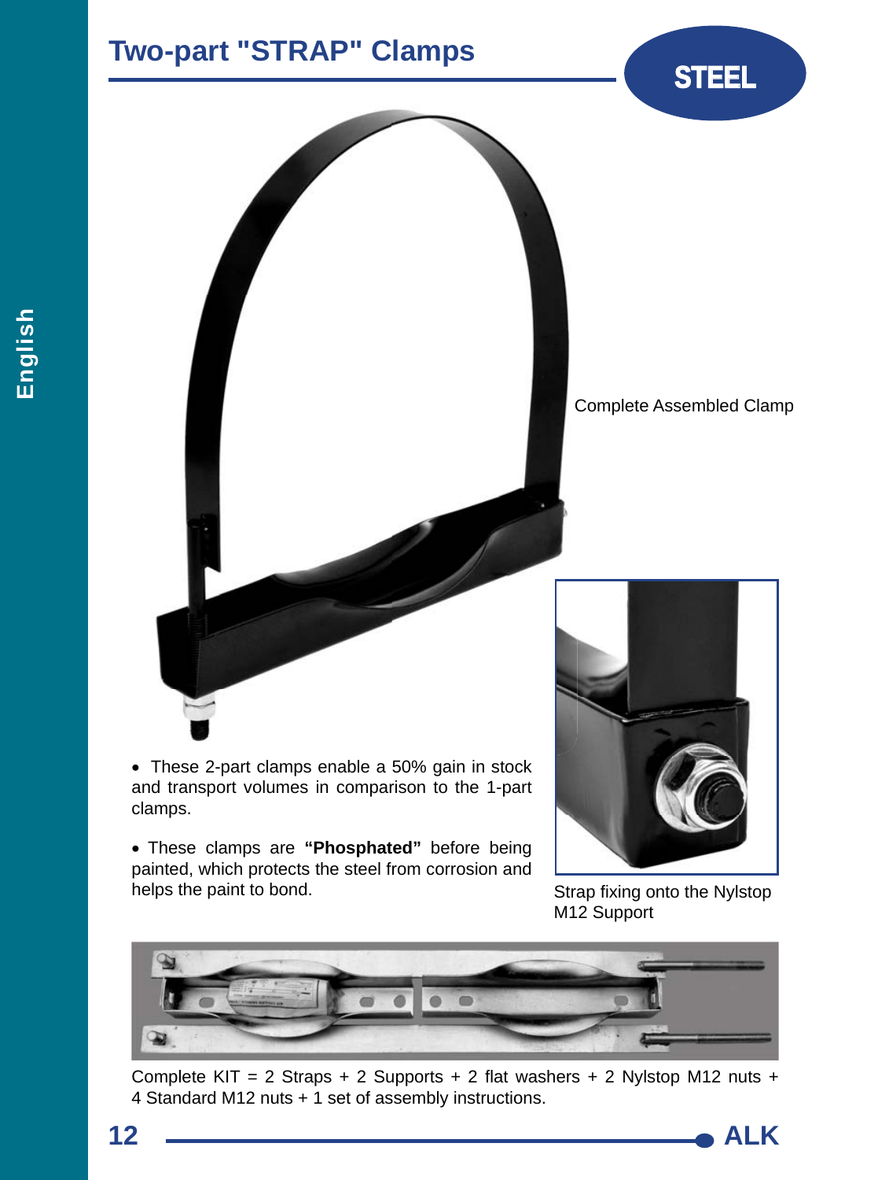# Two-part "STRAP" Clamps

STEEL

Complete Assembled Clamp

- These 2-part clamps enable a 50% gain in stock and transport volumes in comparison to the 1-part clamps.

- These clamps are **"Phosphated"** before being painted, which protects the steel from corrosion and helps the paint to bond.

Strap fixing onto the Nylstop M12 Support

Complete KIT = 2 Straps + 2 Supports + 2 flat washers + 2 Nylstop M12 nuts + 4 Standard M12 nuts + 1 set of assembly instructions.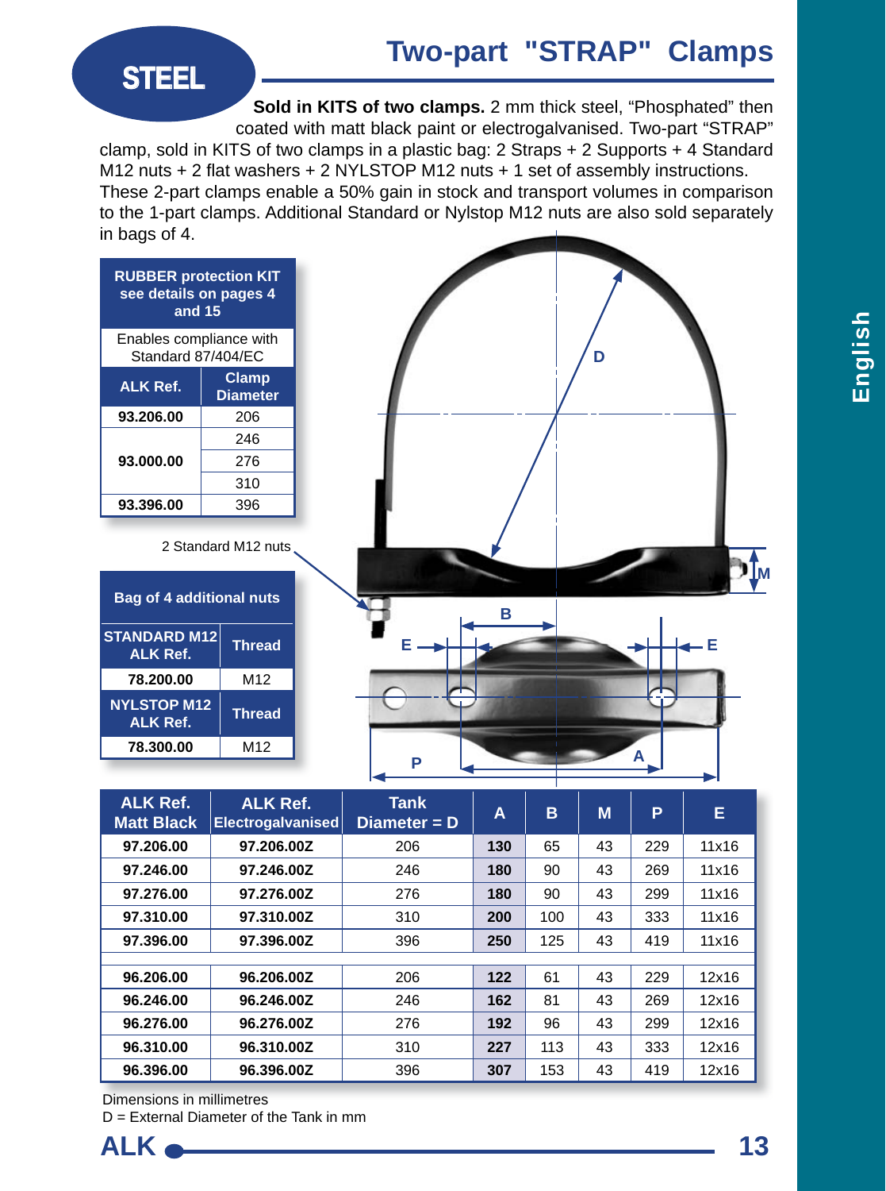STEEL

# Two-part "STRAP" Clamps

**Sold in KITS of two clamps.** 2 mm thick steel, "Phosphated" then coated with matt black paint or electrogalvanised. Two-part "STRAP" clamp, sold in KITS of two clamps in a plastic bag: 2 Straps + 2 Supports + 4 Standard M12 nuts + 2 flat washers + 2 NYLSTOP M12 nuts + 1 set of assembly instructions. These 2-part clamps enable a 50% gain in stock and transport volumes in comparison to the 1-part clamps. Additional Standard or Nylstop M12 nuts are also sold separately in bags of 4.

**RUBBER protection KIT see details on pages 4 and 15**

Enables compliance with Standard 87/404/EC

| ALK Ref. | Clamp Diameter |
|---|---|
| 93.206.00 | 206 |
| 93.000.00 | 246 |
| | 276 |
| | 310 |
| 93.396.00 | 396 |

2 Standard M12 nuts

**Bag of 4 additional nuts**

| STANDARD M12 ALK Ref. | Thread |
|---|---|
| 78.200.00 | M12 |
| **NYLSTOP M12 ALK Ref.** | **Thread** |
| 78.300.00 | M12 |

| ALK Ref. Matt Black | ALK Ref. Electrogalvanised | Tank Diameter = D | A | B | M | P | E |
|---|---|---|---|---|---|---|---|
| 97.206.00 | 97.206.00Z | 206 | 130 | 65 | 43 | 229 | 11x16 |
| 97.246.00 | 97.246.00Z | 246 | 180 | 90 | 43 | 269 | 11x16 |
| 97.276.00 | 97.276.00Z | 276 | 180 | 90 | 43 | 299 | 11x16 |
| 97.310.00 | 97.310.00Z | 310 | 200 | 100 | 43 | 333 | 11x16 |
| 97.396.00 | 97.396.00Z | 396 | 250 | 125 | 43 | 419 | 11x16 |
| 96.206.00 | 96.206.00Z | 206 | 122 | 61 | 43 | 229 | 12x16 |
| 96.246.00 | 96.246.00Z | 246 | 162 | 81 | 43 | 269 | 12x16 |
| 96.276.00 | 96.276.00Z | 276 | 192 | 96 | 43 | 299 | 12x16 |
| 96.310.00 | 96.310.00Z | 310 | 227 | 113 | 43 | 333 | 12x16 |
| 96.396.00 | 96.396.00Z | 396 | 307 | 153 | 43 | 419 | 12x16 |

Dimensions in millimetres
D = External Diameter of the Tank in mm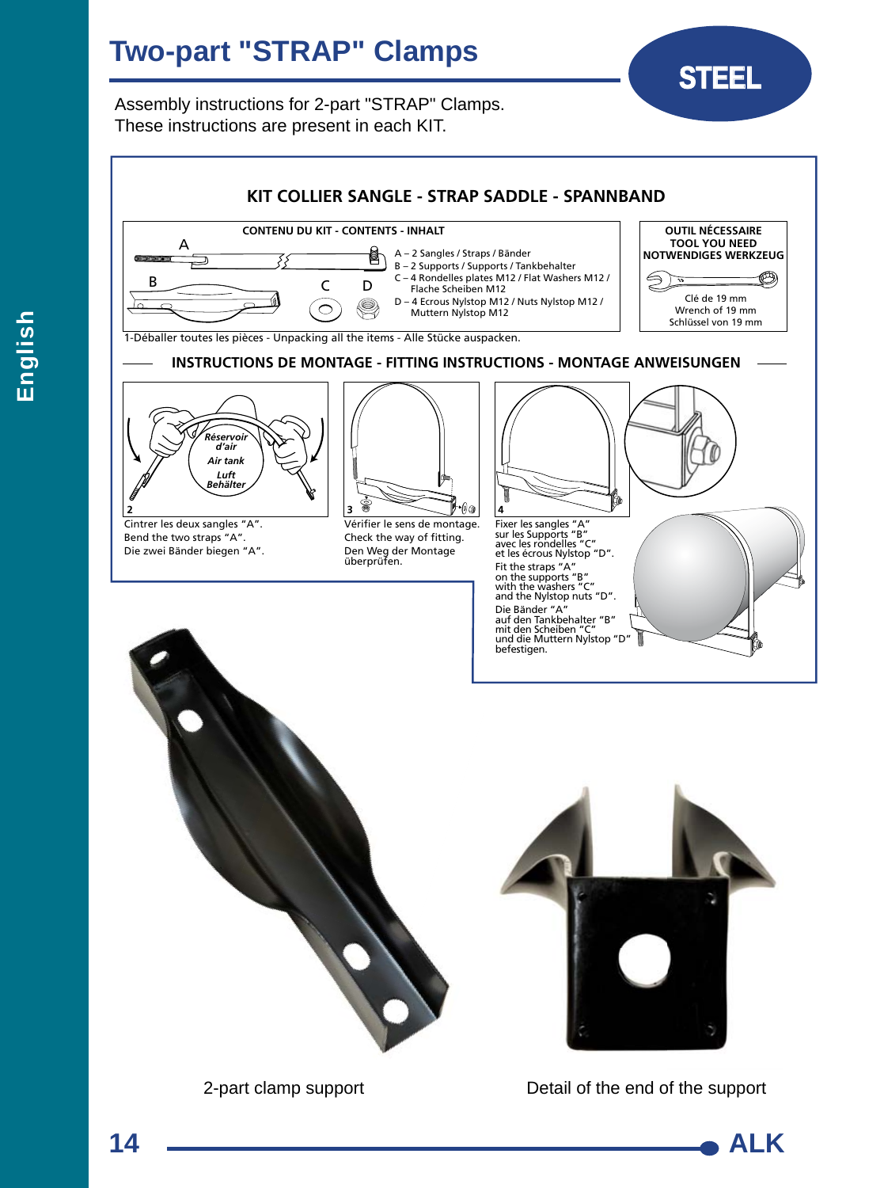# Two-part "STRAP" Clamps

**STEEL**

Assembly instructions for 2-part "STRAP" Clamps.
These instructions are present in each KIT.

## KIT COLLIER SANGLE - STRAP SADDLE - SPANNBAND

**CONTENU DU KIT - CONTENTS - INHALT**

- A – 2 Sangles / Straps / Bänder
- B – 2 Supports / Supports / Tankbehalter
- C – 4 Rondelles plates M12 / Flat Washers M12 / Flache Scheiben M12
- D – 4 Ecrous Nylstop M12 / Nuts Nylstop M12 / Muttern Nylstop M12

**OUTIL NÉCESSAIRE**
**TOOL YOU NEED**
**NOTWENDIGES WERKZEUG**

Clé de 19 mm
Wrench of 19 mm
Schlüssel von 19 mm

1-Déballer toutes les pièces - Unpacking all the items - Alle Stücke auspacken.

**INSTRUCTIONS DE MONTAGE - FITTING INSTRUCTIONS - MONTAGE ANWEISUNGEN**

Réservoir d'air
Air tank
Luft Behälter

2
Cintrer les deux sangles "A".
Bend the two straps "A".
Die zwei Bänder biegen "A".

3
Vérifier le sens de montage.
Check the way of fitting.
Den Weg der Montage überprüfen.

4
Fixer les sangles "A" sur les Supports "B" avec les rondelles "C" et les écrous Nylstop "D".
Fit the straps "A" on the supports "B" with the washers "C" and the Nylstop nuts "D".
Die Bänder "A" auf den Tankbehalter "B" mit den Scheiben "C" und die Muttern Nylstop "D" befestigen.

2-part clamp support

Detail of the end of the support